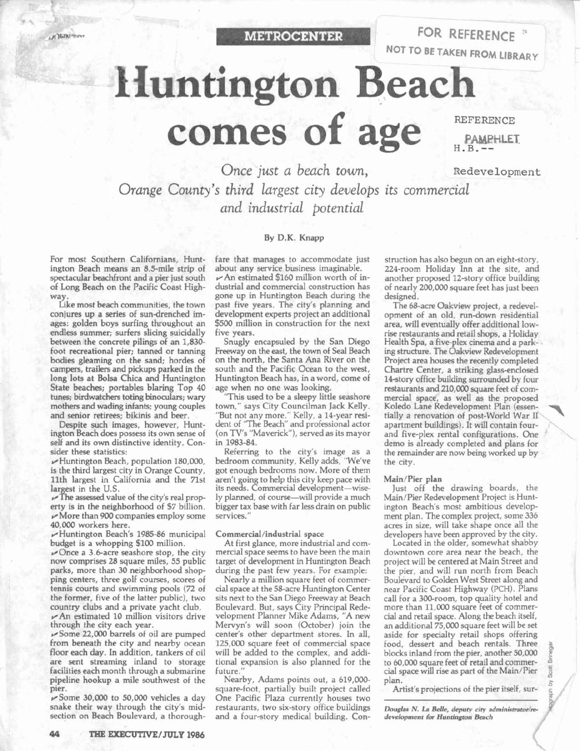METRO CENTER

FOR REFERENCE

NOT TO BE TAKEN FROM LIBRARY

# Huntington Beach comes of age

REFERENCE
PAMPHLET
H.B.--
Redevelopment

*Once just a beach town, Orange County's third largest city develops its commercial and industrial potential*

By D.K. Knapp

For most Southern Californians, Huntington Beach means an 8.5-mile strip of spectacular beachfront and a pier just south of Long Beach on the Pacific Coast Highway.

Like most beach communities, the town conjures up a series of sun-drenched images: golden boys surfing throughout an endless summer; surfers slicing suicidally between the concrete pilings of an 1,830-foot recreational pier; tanned or tanning bodies gleaming on the sand; hordes of campers, trailers and pickups parked in the long lots at Bolsa Chica and Huntington State beaches; portables blaring Top 40 tunes; birdwatchers toting binoculars; wary mothers and wading infants; young couples and senior retirees; bikinis and beer.

Despite such images, however, Huntington Beach does possess its own sense of self and its own distinctive identity. Consider these statistics:

- Huntington Beach, population 180,000, is the third largest city in Orange County, 11th largest in California and the 71st largest in the U.S.
- The assessed value of the city's real property is in the neighborhood of $7 billion.
- More than 900 companies employ some 40,000 workers here.
- Huntington Beach's 1985-86 municipal budget is a whopping $100 million.
- Once a 3.6-acre seashore stop, the city now comprises 28 square miles, 55 public parks, more than 30 neighborhood shopping centers, three golf courses, scores of tennis courts and swimming pools (72 of the former, five of the latter public), two country clubs and a private yacht club.
- An estimated 10 million visitors drive through the city each year.
- Some 22,000 barrels of oil are pumped from beneath the city and nearby ocean floor each day. In addition, tankers of oil are sent streaming inland to storage facilities each month through a submarine pipeline hookup a mile southwest of the pier.
- Some 30,000 to 50,000 vehicles a day snake their way through the city's midsection on Beach Boulevard, a thoroughfare that manages to accommodate just about any service business imaginable.
- An estimated $160 million worth of industrial and commercial construction has gone up in Huntington Beach during the past five years. The city's planning and development experts project an additional $500 million in construction for the next five years.

Snugly encapsuled by the San Diego Freeway on the east, the town of Seal Beach on the north, the Santa Ana River on the south and the Pacific Ocean to the west, Huntington Beach has, in a word, come of age when no one was looking.

"This used to be a sleepy little seashore town," says City Councilman Jack Kelly. "But not any more." Kelly, a 14-year resident of "The Beach" and professional actor (on TV's "Maverick"), served as its mayor in 1983-84.

Referring to the city's image as a bedroom community, Kelly adds, "We've got enough bedrooms now. More of them aren't going to help this city keep pace with its needs. Commercial development—wisely planned, of course—will provide a much bigger tax base with far less drain on public services."

### Commercial/industrial space

At first glance, more industrial and commercial space seems to have been the main target of development in Huntington Beach during the past few years. For example:

Nearly a million square feet of commercial space at the 58-acre Huntington Center sits next to the San Diego Freeway at Beach Boulevard. But, says City Principal Redevelopment Planner Mike Adams, "A new Mervyn's will soon (October) join the center's other department stores. In all, 125,000 square feet of commercial space will be added to the complex, and additional expansion is also planned for the future."

Nearby, Adams points out, a 619,000-square-foot, partially built project called One Pacific Plaza currently houses two restaurants, two six-story office buildings and a four-story medical building. Construction has also begun on an eight-story, 224-room Holiday Inn at the site, and another proposed 12-story office building of nearly 200,000 square feet has just been designed.

The 68-acre Oakview project, a redevelopment of an old, run-down residential area, will eventually offer additional low-rise restaurants and retail shops, a Holiday Health Spa, a five-plex cinema and a parking structure. The Oakview Redevelopment Project area houses the recently completed Chartre Center, a striking glass-enclosed 14-story office building surrounded by four restaurants and 210,000 square feet of commercial space, as well as the proposed Koledo Lane Redevelopment Plan (essentially a renovation of post-World War II apartment buildings). It will contain four- and five-plex rental configurations. One demo is already completed and plans for the remainder are now being worked up by the city.

### Main/Pier plan

Just off the drawing boards, the Main/Pier Redevelopment Project is Huntington Beach's most ambitious development plan. The complex project, some 336 acres in size, will take shape once all the developers have been approved by the city.

Located in the older, somewhat shabby downtown core area near the beach, the project will be centered at Main Street and the pier, and will run north from Beach Boulevard to Golden West Street along and near Pacific Coast Highway (PCH). Plans call for a 300-room, top quality hotel and more than 11,000 square feet of commercial and retail space. Along the beach itself, an additional 75,000 square feet will be set aside for specialty retail shops offering food, dessert and beach rentals. Three blocks inland from the pier, another 50,000 to 60,000 square feet of retail and commercial space will rise as part of the Main/Pier plan.

Artist's projections of the pier itself, sur-

*Douglas N. La Belle, deputy city administrator/redevelopment for Huntington Beach*

Photograph by Scott Brinegar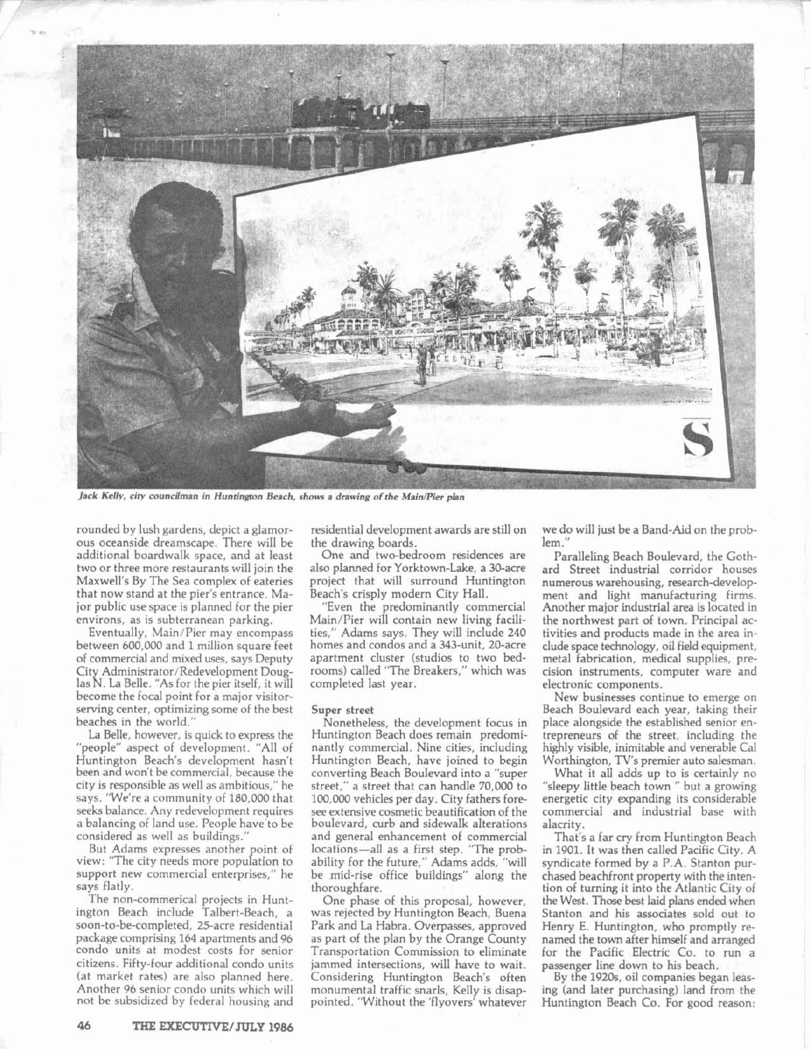*Jack Kelly, city councilman in Huntington Beach, shows a drawing of the Main/Pier plan*

rounded by lush gardens, depict a glamorous oceanside dreamscape. There will be additional boardwalk space, and at least two or three more restaurants will join the Maxwell's By The Sea complex of eateries that now stand at the pier's entrance. Major public use space is planned for the pier environs, as is subterranean parking.

Eventually, Main/Pier may encompass between 600,000 and 1 million square feet of commercial and mixed uses, says Deputy City Administrator/Redevelopment Douglas N. La Belle. "As for the pier itself, it will become the focal point for a major visitor-serving center, optimizing some of the best beaches in the world."

La Belle, however, is quick to express the "people" aspect of development. "All of Huntington Beach's development hasn't been and won't be commercial, because the city is responsible as well as ambitious," he says. "We're a community of 180,000 that seeks balance. Any redevelopment requires a balancing of land use. People have to be considered as well as buildings."

But Adams expresses another point of view: "The city needs more population to support new commercial enterprises," he says flatly.

The non-commerical projects in Huntington Beach include Talbert-Beach, a soon-to-be-completed, 25-acre residential package comprising 164 apartments and 96 condo units at modest costs for senior citizens. Fifty-four additional condo units (at market rates) are also planned here. Another 96 senior condo units which will not be subsidized by federal housing and residential development awards are still on the drawing boards.

One and two-bedroom residences are also planned for Yorktown-Lake, a 30-acre project that will surround Huntington Beach's crisply modern City Hall.

"Even the predominantly commercial Main/Pier will contain new living facilities," Adams says. They will include 240 homes and condos and a 343-unit, 20-acre apartment cluster (studios to two bedrooms) called "The Breakers," which was completed last year.

**Super street**

Nonetheless, the development focus in Huntington Beach does remain predominantly commercial. Nine cities, including Huntington Beach, have joined to begin converting Beach Boulevard into a "super street," a street that can handle 70,000 to 100,000 vehicles per day. City fathers foresee extensive cosmetic beautification of the boulevard, curb and sidewalk alterations and general enhancement of commercial locations—all as a first step. "The probability for the future," Adams adds, "will be mid-rise office buildings" along the thoroughfare.

One phase of this proposal, however, was rejected by Huntington Beach, Buena Park and La Habra. Overpasses, approved as part of the plan by the Orange County Transportation Commission to eliminate jammed intersections, will have to wait. Considering Huntington Beach's often monumental traffic snarls, Kelly is disappointed. "Without the 'flyovers' whatever we do will just be a Band-Aid on the problem."

Paralleling Beach Boulevard, the Gothard Street industrial corridor houses numerous warehousing, research-development and light manufacturing firms. Another major industrial area is located in the northwest part of town. Principal activities and products made in the area include space technology, oil field equipment, metal fabrication, medical supplies, precision instruments, computer ware and electronic components.

New businesses continue to emerge on Beach Boulevard each year, taking their place alongside the established senior entrepreneurs of the street, including the highly visible, inimitable and venerable Cal Worthington, TV's premier auto salesman.

What it all adds up to is certainly no "sleepy little beach town" but a growing energetic city expanding its considerable commercial and industrial base with alacrity.

That's a far cry from Huntington Beach in 1901. It was then called Pacific City. A syndicate formed by a P.A. Stanton purchased beachfront property with the intention of turning it into the Atlantic City of the West. Those best laid plans ended when Stanton and his associates sold out to Henry E. Huntington, who promptly renamed the town after himself and arranged for the Pacific Electric Co. to run a passenger line down to his beach.

By the 1920s, oil companies began leasing (and later purchasing) land from the Huntington Beach Co. For good reason: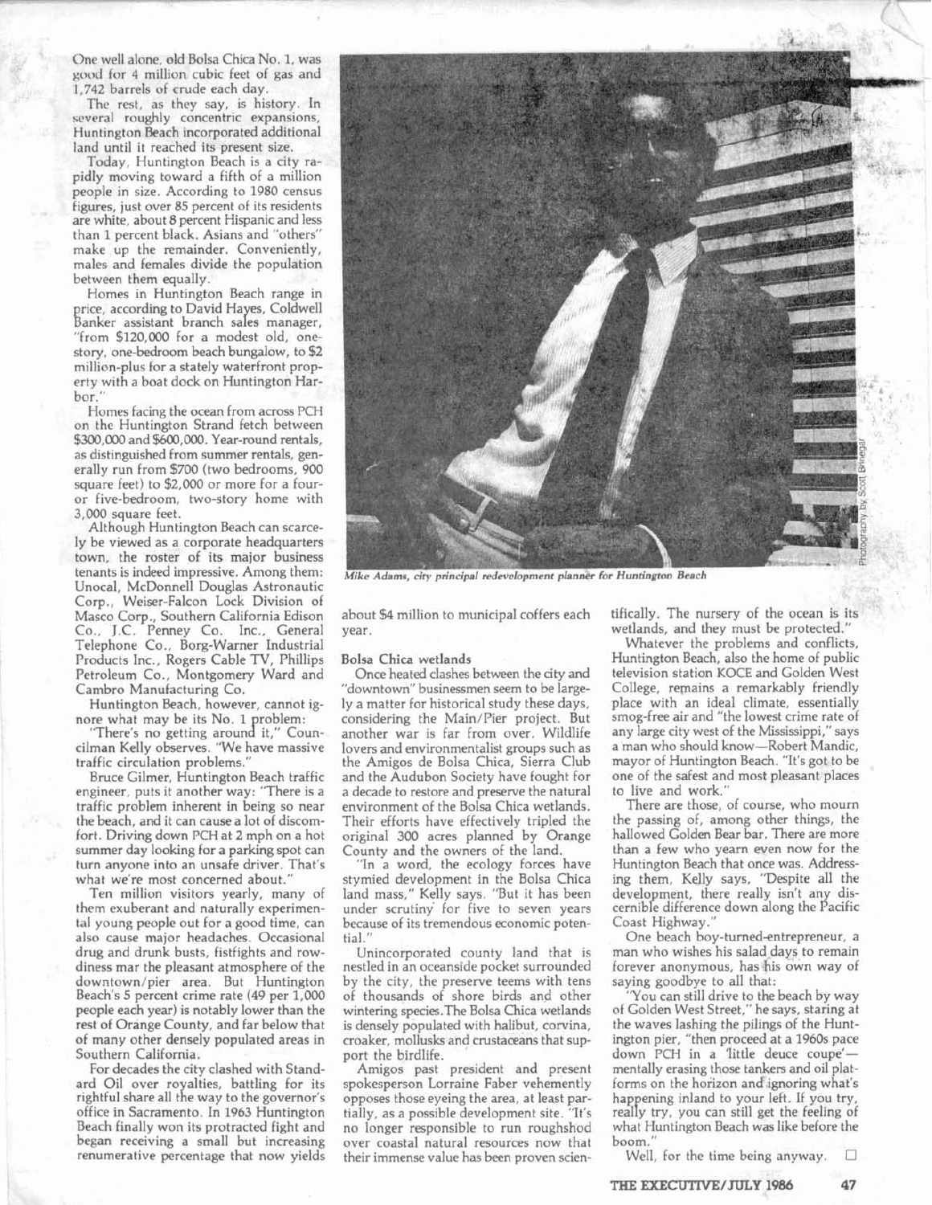One well alone, old Bolsa Chica No. 1, was good for 4 million cubic feet of gas and 1,742 barrels of crude each day.

The rest, as they say, is history. In several roughly concentric expansions, Huntington Beach incorporated additional land until it reached its present size.

Today, Huntington Beach is a city rapidly moving toward a fifth of a million people in size. According to 1980 census figures, just over 85 percent of its residents are white, about 8 percent Hispanic and less than 1 percent black. Asians and "others" make up the remainder. Conveniently, males and females divide the population between them equally.

Homes in Huntington Beach range in price, according to David Hayes, Coldwell Banker assistant branch sales manager, "from $120,000 for a modest old, one-story, one-bedroom beach bungalow, to $2 million-plus for a stately waterfront property with a boat dock on Huntington Harbor."

Homes facing the ocean from across PCH on the Huntington Strand fetch between $300,000 and $600,000. Year-round rentals, as distinguished from summer rentals, generally run from $700 (two bedrooms, 900 square feet) to $2,000 or more for a four- or five-bedroom, two-story home with 3,000 square feet.

Although Huntington Beach can scarcely be viewed as a corporate headquarters town, the roster of its major business tenants is indeed impressive. Among them: Unocal, McDonnell Douglas Astronautic Corp., Weiser-Falcon Lock Division of Masco Corp., Southern California Edison Co., J.C. Penney Co. Inc., General Telephone Co., Borg-Warner Industrial Products Inc., Rogers Cable TV, Phillips Petroleum Co., Montgomery Ward and Cambro Manufacturing Co.

Huntington Beach, however, cannot ignore what may be its No. 1 problem:

"There's no getting around it," Councilman Kelly observes. "We have massive traffic circulation problems."

Bruce Gilmer, Huntington Beach traffic engineer, puts it another way: "There is a traffic problem inherent in being so near the beach, and it can cause a lot of discomfort. Driving down PCH at 2 mph on a hot summer day looking for a parking spot can turn anyone into an unsafe driver. That's what we're most concerned about."

Ten million visitors yearly, many of them exuberant and naturally experimental young people out for a good time, can also cause major headaches. Occasional drug and drunk busts, fistfights and rowdiness mar the pleasant atmosphere of the downtown/pier area. But Huntington Beach's 5 percent crime rate (49 per 1,000 people each year) is notably lower than the rest of Orange County, and far below that of many other densely populated areas in Southern California.

For decades the city clashed with Standard Oil over royalties, battling for its rightful share all the way to the governor's office in Sacramento. In 1963 Huntington Beach finally won its protracted fight and began receiving a small but increasing renumerative percentage that now yields about $4 million to municipal coffers each year.

*Mike Adams, city principal redevelopment planner for Huntington Beach*

Photography by Scott Brinegar

### Bolsa Chica wetlands

Once heated clashes between the city and "downtown" businessmen seem to be largely a matter for historical study these days, considering the Main/Pier project. But another war is far from over. Wildlife lovers and environmentalist groups such as the Amigos de Bolsa Chica, Sierra Club and the Audubon Society have fought for a decade to restore and preserve the natural environment of the Bolsa Chica wetlands. Their efforts have effectively tripled the original 300 acres planned by Orange County and the owners of the land.

"In a word, the ecology forces have stymied development in the Bolsa Chica land mass," Kelly says. "But it has been under scrutiny for five to seven years because of its tremendous economic potential."

Unincorporated county land that is nestled in an oceanside pocket surrounded by the city, the preserve teems with tens of thousands of shore birds and other wintering species. The Bolsa Chica wetlands is densely populated with halibut, corvina, croaker, mollusks and crustaceans that support the birdlife.

Amigos past president and present spokesperson Lorraine Faber vehemently opposes those eyeing the area, at least partially, as a possible development site. "It's no longer responsible to run roughshod over coastal natural resources now that their immense value has been proven scientifically. The nursery of the ocean is its wetlands, and they must be protected."

Whatever the problems and conflicts, Huntington Beach, also the home of public television station KOCE and Golden West College, remains a remarkably friendly place with an ideal climate, essentially smog-free air and "the lowest crime rate of any large city west of the Mississippi," says a man who should know—Robert Mandic, mayor of Huntington Beach. "It's got to be one of the safest and most pleasant places to live and work."

There are those, of course, who mourn the passing of, among other things, the hallowed Golden Bear bar. There are more than a few who yearn even now for the Huntington Beach that once was. Addressing them, Kelly says, "Despite all the development, there really isn't any discernible difference down along the Pacific Coast Highway."

One beach boy-turned-entrepreneur, a man who wishes his salad days to remain forever anonymous, has his own way of saying goodbye to all that:

"You can still drive to the beach by way of Golden West Street," he says, staring at the waves lashing the pilings of the Huntington pier, "then proceed at a 1960s pace down PCH in a 'little deuce coupe'—mentally erasing those tankers and oil platforms on the horizon and ignoring what's happening inland to your left. If you try, really try, you can still get the feeling of what Huntington Beach was like before the boom."

Well, for the time being anyway. ☐